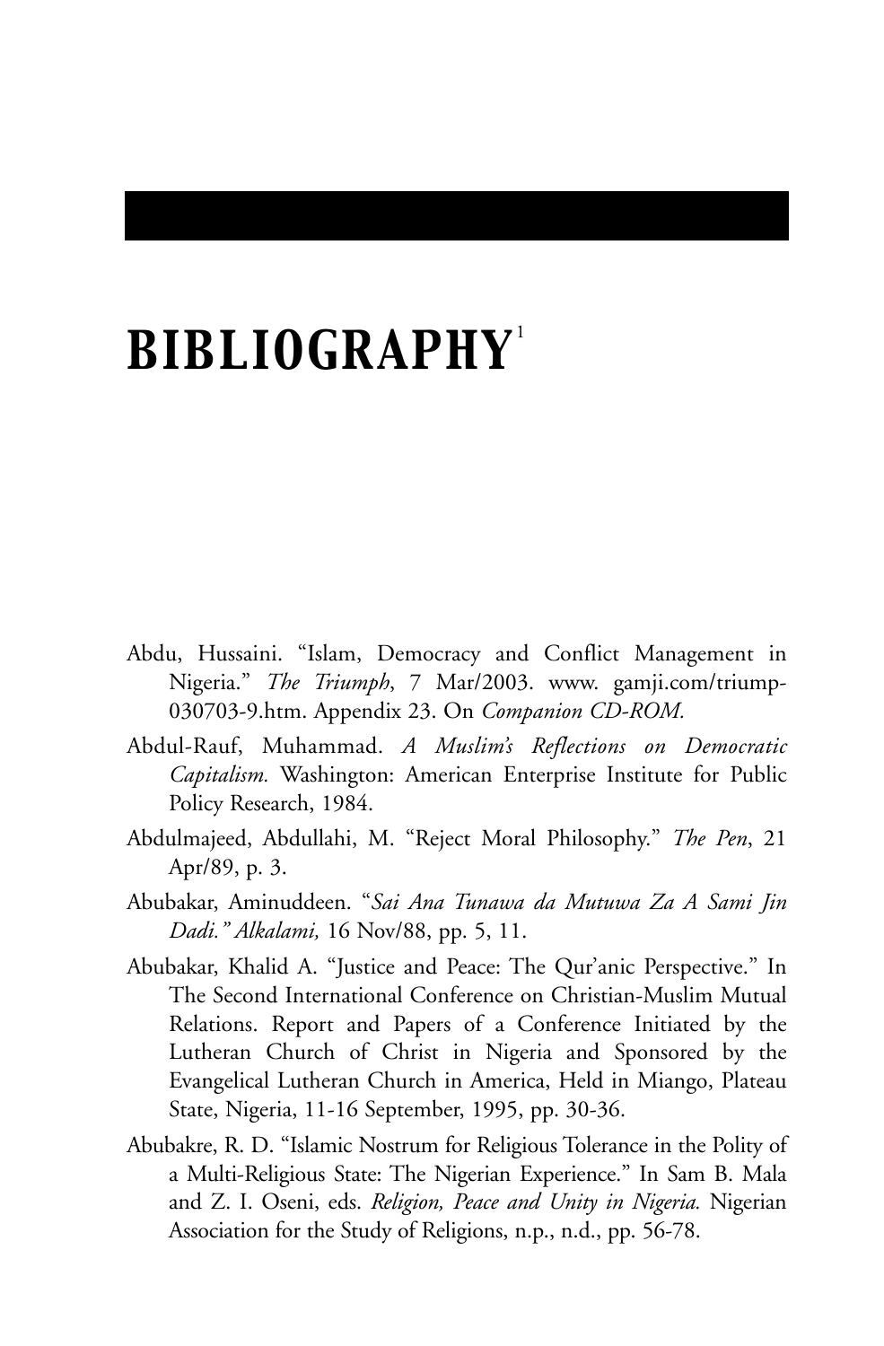# BIBLIOGRAPHY[1]

Abdu, Hussaini. "Islam, Democracy and Conflict Management in Nigeria." *The Triumph*, 7 Mar/2003. www. gamji.com/triump-030703-9.htm. Appendix 23. On *Companion CD-ROM.*

Abdul-Rauf, Muhammad. *A Muslim's Reflections on Democratic Capitalism.* Washington: American Enterprise Institute for Public Policy Research, 1984.

Abdulmajeed, Abdullahi, M. "Reject Moral Philosophy." *The Pen*, 21 Apr/89, p. 3.

Abubakar, Aminuddeen. "*Sai Ana Tunawa da Mutuwa Za A Sami Jin Dadi." Alkalami,* 16 Nov/88, pp. 5, 11.

Abubakar, Khalid A. "Justice and Peace: The Qur'anic Perspective." In The Second International Conference on Christian-Muslim Mutual Relations. Report and Papers of a Conference Initiated by the Lutheran Church of Christ in Nigeria and Sponsored by the Evangelical Lutheran Church in America, Held in Miango, Plateau State, Nigeria, 11-16 September, 1995, pp. 30-36.

Abubakre, R. D. "Islamic Nostrum for Religious Tolerance in the Polity of a Multi-Religious State: The Nigerian Experience." In Sam B. Mala and Z. I. Oseni, eds. *Religion, Peace and Unity in Nigeria.* Nigerian Association for the Study of Religions, n.p., n.d., pp. 56-78.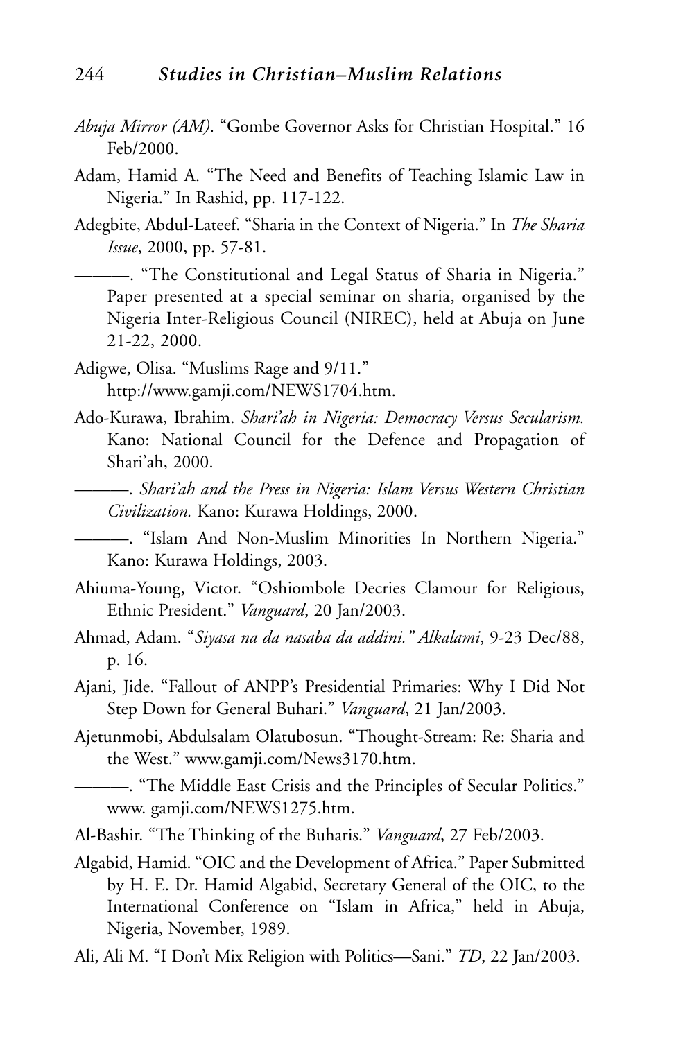*Abuja Mirror (AM)*. "Gombe Governor Asks for Christian Hospital." 16 Feb/2000.

Adam, Hamid A. "The Need and Benefits of Teaching Islamic Law in Nigeria." In Rashid, pp. 117-122.

Adegbite, Abdul-Lateef. "Sharia in the Context of Nigeria." In *The Sharia Issue*, 2000, pp. 57-81.

———. "The Constitutional and Legal Status of Sharia in Nigeria." Paper presented at a special seminar on sharia, organised by the Nigeria Inter-Religious Council (NIREC), held at Abuja on June 21-22, 2000.

Adigwe, Olisa. "Muslims Rage and 9/11." http://www.gamji.com/NEWS1704.htm.

Ado-Kurawa, Ibrahim. *Shari'ah in Nigeria: Democracy Versus Secularism.* Kano: National Council for the Defence and Propagation of Shari'ah, 2000.

———. *Shari'ah and the Press in Nigeria: Islam Versus Western Christian Civilization.* Kano: Kurawa Holdings, 2000.

———. "Islam And Non-Muslim Minorities In Northern Nigeria." Kano: Kurawa Holdings, 2003.

Ahiuma-Young, Victor. "Oshiombole Decries Clamour for Religious, Ethnic President." *Vanguard*, 20 Jan/2003.

Ahmad, Adam. "*Siyasa na da nasaba da addini." Alkalami*, 9-23 Dec/88, p. 16.

Ajani, Jide. "Fallout of ANPP's Presidential Primaries: Why I Did Not Step Down for General Buhari." *Vanguard*, 21 Jan/2003.

Ajetunmobi, Abdulsalam Olatubosun. "Thought-Stream: Re: Sharia and the West." www.gamji.com/News3170.htm.

———. "The Middle East Crisis and the Principles of Secular Politics." www. gamji.com/NEWS1275.htm.

Al-Bashir. "The Thinking of the Buharis." *Vanguard*, 27 Feb/2003.

Algabid, Hamid. "OIC and the Development of Africa." Paper Submitted by H. E. Dr. Hamid Algabid, Secretary General of the OIC, to the International Conference on "Islam in Africa," held in Abuja, Nigeria, November, 1989.

Ali, Ali M. "I Don't Mix Religion with Politics—Sani." *TD*, 22 Jan/2003.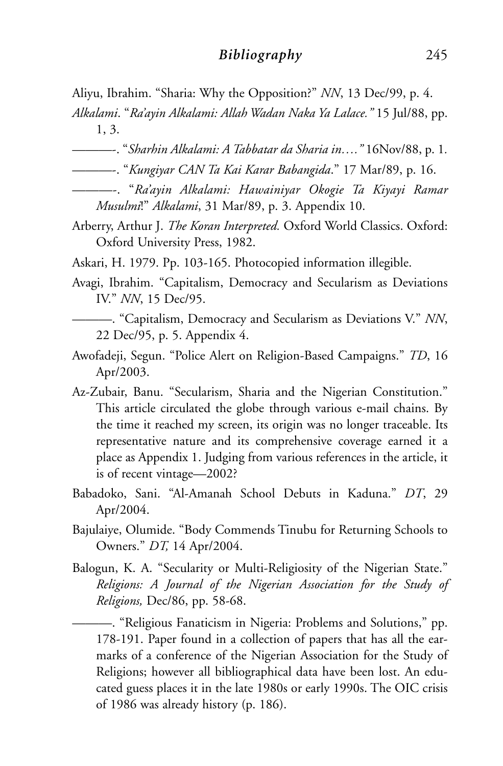Aliyu, Ibrahim. “Sharia: Why the Opposition?” *NN*, 13 Dec/99, p. 4.

*Alkalami*. “*Ra’ayin Alkalami: Allah Wadan Naka Ya Lalace.”* 15 Jul/88, pp. 1, 3.

———-. “*Sharhin Alkalami: A Tabbatar da Sharia in….”* 16Nov/88, p. 1.

———-. “*Kungiyar CAN Ta Kai Karar Babangida*.” 17 Mar/89, p. 16.

———-. “*Ra’ayin Alkalami: Hawainiyar Okogie Ta Kiyayi Ramar Musulmi*!” *Alkalami*, 31 Mar/89, p. 3. Appendix 10.

Arberry, Arthur J. *The Koran Interpreted.* Oxford World Classics. Oxford: Oxford University Press, 1982.

Askari, H. 1979. Pp. 103-165. Photocopied information illegible.

Avagi, Ibrahim. “Capitalism, Democracy and Secularism as Deviations IV.” *NN*, 15 Dec/95.

———. “Capitalism, Democracy and Secularism as Deviations V.” *NN*, 22 Dec/95, p. 5. Appendix 4.

Awofadeji, Segun. “Police Alert on Religion-Based Campaigns.” *TD*, 16 Apr/2003.

Az-Zubair, Banu. “Secularism, Sharia and the Nigerian Constitution.” This article circulated the globe through various e-mail chains. By the time it reached my screen, its origin was no longer traceable. Its representative nature and its comprehensive coverage earned it a place as Appendix 1. Judging from various references in the article, it is of recent vintage—2002?

Babadoko, Sani. “Al-Amanah School Debuts in Kaduna.” *DT*, 29 Apr/2004.

Bajulaiye, Olumide. “Body Commends Tinubu for Returning Schools to Owners.” *DT,* 14 Apr/2004.

Balogun, K. A. “Secularity or Multi-Religiosity of the Nigerian State.” *Religions: A Journal of the Nigerian Association for the Study of Religions,* Dec/86, pp. 58-68.

———. “Religious Fanaticism in Nigeria: Problems and Solutions,” pp. 178-191. Paper found in a collection of papers that has all the earmarks of a conference of the Nigerian Association for the Study of Religions; however all bibliographical data have been lost. An educated guess places it in the late 1980s or early 1990s. The OIC crisis of 1986 was already history (p. 186).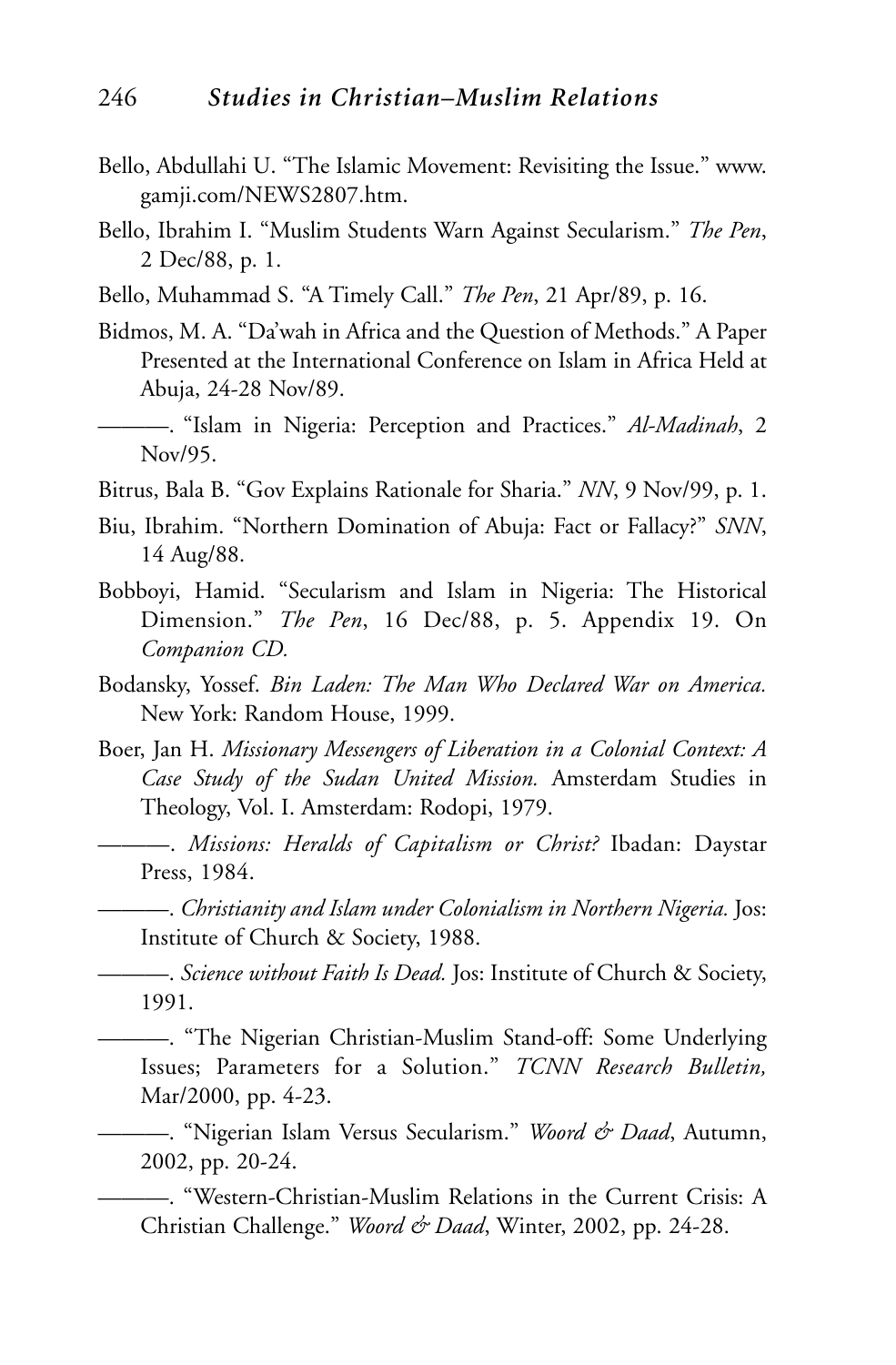Bello, Abdullahi U. "The Islamic Movement: Revisiting the Issue." www.gamji.com/NEWS2807.htm.

Bello, Ibrahim I. "Muslim Students Warn Against Secularism." *The Pen*, 2 Dec/88, p. 1.

Bello, Muhammad S. "A Timely Call." *The Pen*, 21 Apr/89, p. 16.

Bidmos, M. A. "Da'wah in Africa and the Question of Methods." A Paper Presented at the International Conference on Islam in Africa Held at Abuja, 24-28 Nov/89.

———. "Islam in Nigeria: Perception and Practices." *Al-Madinah*, 2 Nov/95.

Bitrus, Bala B. "Gov Explains Rationale for Sharia." *NN*, 9 Nov/99, p. 1.

Biu, Ibrahim. "Northern Domination of Abuja: Fact or Fallacy?" *SNN*, 14 Aug/88.

Bobboyi, Hamid. "Secularism and Islam in Nigeria: The Historical Dimension." *The Pen*, 16 Dec/88, p. 5. Appendix 19. On *Companion CD.*

Bodansky, Yossef. *Bin Laden: The Man Who Declared War on America.* New York: Random House, 1999.

Boer, Jan H. *Missionary Messengers of Liberation in a Colonial Context: A Case Study of the Sudan United Mission.* Amsterdam Studies in Theology, Vol. I. Amsterdam: Rodopi, 1979.

———. *Missions: Heralds of Capitalism or Christ?* Ibadan: Daystar Press, 1984.

———. *Christianity and Islam under Colonialism in Northern Nigeria.* Jos: Institute of Church & Society, 1988.

———. *Science without Faith Is Dead.* Jos: Institute of Church & Society, 1991.

———. "The Nigerian Christian-Muslim Stand-off: Some Underlying Issues; Parameters for a Solution." *TCNN Research Bulletin,* Mar/2000, pp. 4-23.

———. "Nigerian Islam Versus Secularism." *Woord & Daad*, Autumn, 2002, pp. 20-24.

———. "Western-Christian-Muslim Relations in the Current Crisis: A Christian Challenge." *Woord & Daad*, Winter, 2002, pp. 24-28.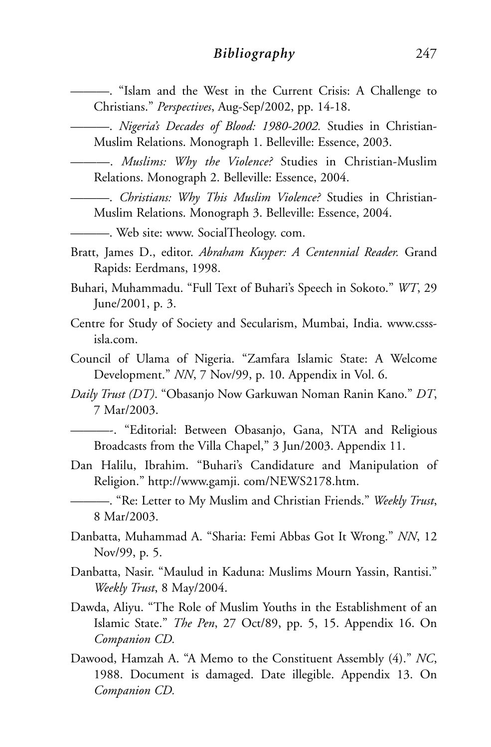———. "Islam and the West in the Current Crisis: A Challenge to Christians." *Perspectives*, Aug-Sep/2002, pp. 14-18.

———. *Nigeria's Decades of Blood: 1980-2002.* Studies in Christian-Muslim Relations. Monograph 1. Belleville: Essence, 2003.

———. *Muslims: Why the Violence?* Studies in Christian-Muslim Relations. Monograph 2. Belleville: Essence, 2004.

———. *Christians: Why This Muslim Violence?* Studies in Christian-Muslim Relations. Monograph 3. Belleville: Essence, 2004.

———. Web site: www. SocialTheology. com.

Bratt, James D., editor. *Abraham Kuyper: A Centennial Reader.* Grand Rapids: Eerdmans, 1998.

Buhari, Muhammadu. "Full Text of Buhari's Speech in Sokoto." *WT*, 29 June/2001, p. 3.

Centre for Study of Society and Secularism, Mumbai, India. www.csss-isla.com.

Council of Ulama of Nigeria. "Zamfara Islamic State: A Welcome Development." *NN*, 7 Nov/99, p. 10. Appendix in Vol. 6.

*Daily Trust (DT)*. "Obasanjo Now Garkuwan Noman Ranin Kano." *DT*, 7 Mar/2003.

————-. "Editorial: Between Obasanjo, Gana, NTA and Religious Broadcasts from the Villa Chapel," 3 Jun/2003. Appendix 11.

Dan Halilu, Ibrahim. "Buhari's Candidature and Manipulation of Religion." http://www.gamji. com/NEWS2178.htm.

———. "Re: Letter to My Muslim and Christian Friends." *Weekly Trust*, 8 Mar/2003.

Danbatta, Muhammad A. "Sharia: Femi Abbas Got It Wrong." *NN*, 12 Nov/99, p. 5.

Danbatta, Nasir. "Maulud in Kaduna: Muslims Mourn Yassin, Rantisi." *Weekly Trust*, 8 May/2004.

Dawda, Aliyu. "The Role of Muslim Youths in the Establishment of an Islamic State." *The Pen*, 27 Oct/89, pp. 5, 15. Appendix 16. On *Companion CD.*

Dawood, Hamzah A. "A Memo to the Constituent Assembly (4)." *NC*, 1988. Document is damaged. Date illegible. Appendix 13. On *Companion CD.*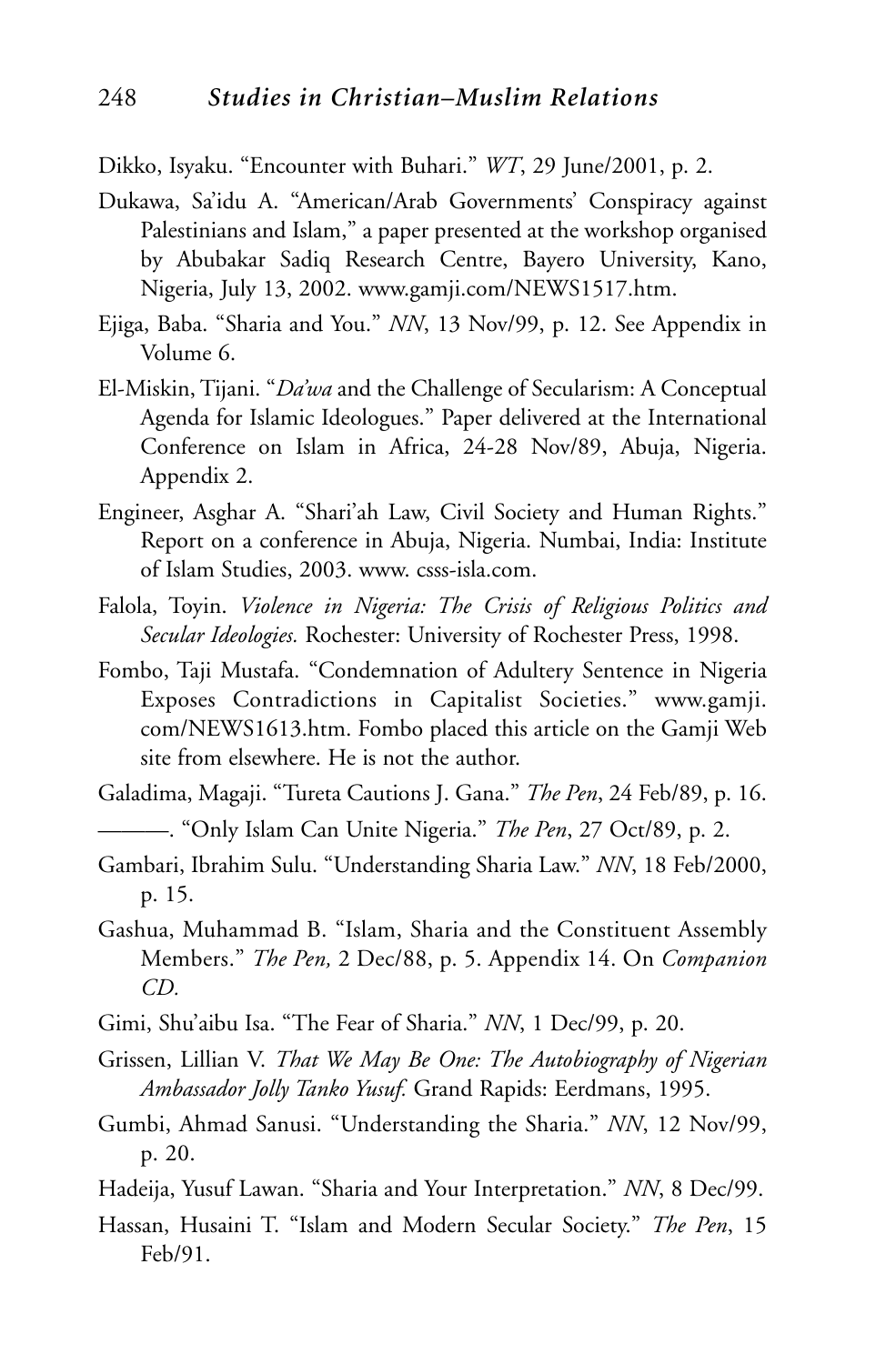Dikko, Isyaku. "Encounter with Buhari." *WT*, 29 June/2001, p. 2.

Dukawa, Sa'idu A. "American/Arab Governments' Conspiracy against Palestinians and Islam," a paper presented at the workshop organised by Abubakar Sadiq Research Centre, Bayero University, Kano, Nigeria, July 13, 2002. www.gamji.com/NEWS1517.htm.

Ejiga, Baba. "Sharia and You." *NN*, 13 Nov/99, p. 12. See Appendix in Volume 6.

El-Miskin, Tijani. "*Da'wa* and the Challenge of Secularism: A Conceptual Agenda for Islamic Ideologues." Paper delivered at the International Conference on Islam in Africa, 24-28 Nov/89, Abuja, Nigeria. Appendix 2.

Engineer, Asghar A. "Shari'ah Law, Civil Society and Human Rights." Report on a conference in Abuja, Nigeria. Numbai, India: Institute of Islam Studies, 2003. www. csss-isla.com.

Falola, Toyin. *Violence in Nigeria: The Crisis of Religious Politics and Secular Ideologies.* Rochester: University of Rochester Press, 1998.

Fombo, Taji Mustafa. "Condemnation of Adultery Sentence in Nigeria Exposes Contradictions in Capitalist Societies." www.gamji. com/NEWS1613.htm. Fombo placed this article on the Gamji Web site from elsewhere. He is not the author.

Galadima, Magaji. "Tureta Cautions J. Gana." *The Pen*, 24 Feb/89, p. 16.

———. "Only Islam Can Unite Nigeria." *The Pen*, 27 Oct/89, p. 2.

Gambari, Ibrahim Sulu. "Understanding Sharia Law." *NN*, 18 Feb/2000, p. 15.

Gashua, Muhammad B. "Islam, Sharia and the Constituent Assembly Members." *The Pen,* 2 Dec/88, p. 5. Appendix 14. On *Companion CD.*

Gimi, Shu'aibu Isa. "The Fear of Sharia." *NN*, 1 Dec/99, p. 20.

Grissen, Lillian V. *That We May Be One: The Autobiography of Nigerian Ambassador Jolly Tanko Yusuf.* Grand Rapids: Eerdmans, 1995.

Gumbi, Ahmad Sanusi. "Understanding the Sharia." *NN*, 12 Nov/99, p. 20.

Hadeija, Yusuf Lawan. "Sharia and Your Interpretation." *NN*, 8 Dec/99.

Hassan, Husaini T. "Islam and Modern Secular Society." *The Pen*, 15 Feb/91.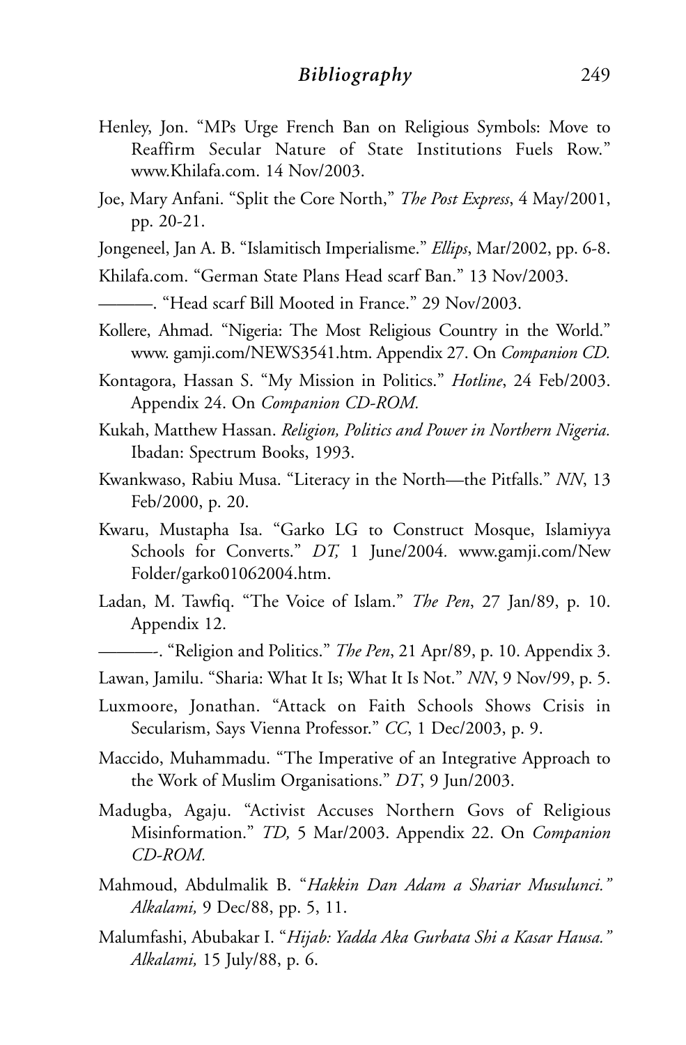Henley, Jon. "MPs Urge French Ban on Religious Symbols: Move to Reaffirm Secular Nature of State Institutions Fuels Row." www.Khilafa.com. 14 Nov/2003.

Joe, Mary Anfani. "Split the Core North," *The Post Express*, 4 May/2001, pp. 20-21.

Jongeneel, Jan A. B. "Islamitisch Imperialisme." *Ellips*, Mar/2002, pp. 6-8.

Khilafa.com. "German State Plans Head scarf Ban." 13 Nov/2003.

———. "Head scarf Bill Mooted in France." 29 Nov/2003.

Kollere, Ahmad. "Nigeria: The Most Religious Country in the World." www. gamji.com/NEWS3541.htm. Appendix 27. On *Companion CD.*

Kontagora, Hassan S. "My Mission in Politics." *Hotline*, 24 Feb/2003. Appendix 24. On *Companion CD-ROM.*

Kukah, Matthew Hassan. *Religion, Politics and Power in Northern Nigeria.* Ibadan: Spectrum Books, 1993.

Kwankwaso, Rabiu Musa. "Literacy in the North—the Pitfalls." *NN*, 13 Feb/2000, p. 20.

Kwaru, Mustapha Isa. "Garko LG to Construct Mosque, Islamiyya Schools for Converts." *DT,* 1 June/2004. www.gamji.com/New Folder/garko01062004.htm.

Ladan, M. Tawfiq. "The Voice of Islam." *The Pen*, 27 Jan/89, p. 10. Appendix 12.

———-. "Religion and Politics." *The Pen*, 21 Apr/89, p. 10. Appendix 3.

Lawan, Jamilu. "Sharia: What It Is; What It Is Not." *NN*, 9 Nov/99, p. 5.

Luxmoore, Jonathan. "Attack on Faith Schools Shows Crisis in Secularism, Says Vienna Professor." *CC*, 1 Dec/2003, p. 9.

Maccido, Muhammadu. "The Imperative of an Integrative Approach to the Work of Muslim Organisations." *DT*, 9 Jun/2003.

Madugba, Agaju. "Activist Accuses Northern Govs of Religious Misinformation." *TD,* 5 Mar/2003. Appendix 22. On *Companion CD-ROM.*

Mahmoud, Abdulmalik B. "*Hakkin Dan Adam a Shariar Musulunci." Alkalami,* 9 Dec/88, pp. 5, 11.

Malumfashi, Abubakar I. "*Hijab: Yadda Aka Gurbata Shi a Kasar Hausa." Alkalami,* 15 July/88, p. 6.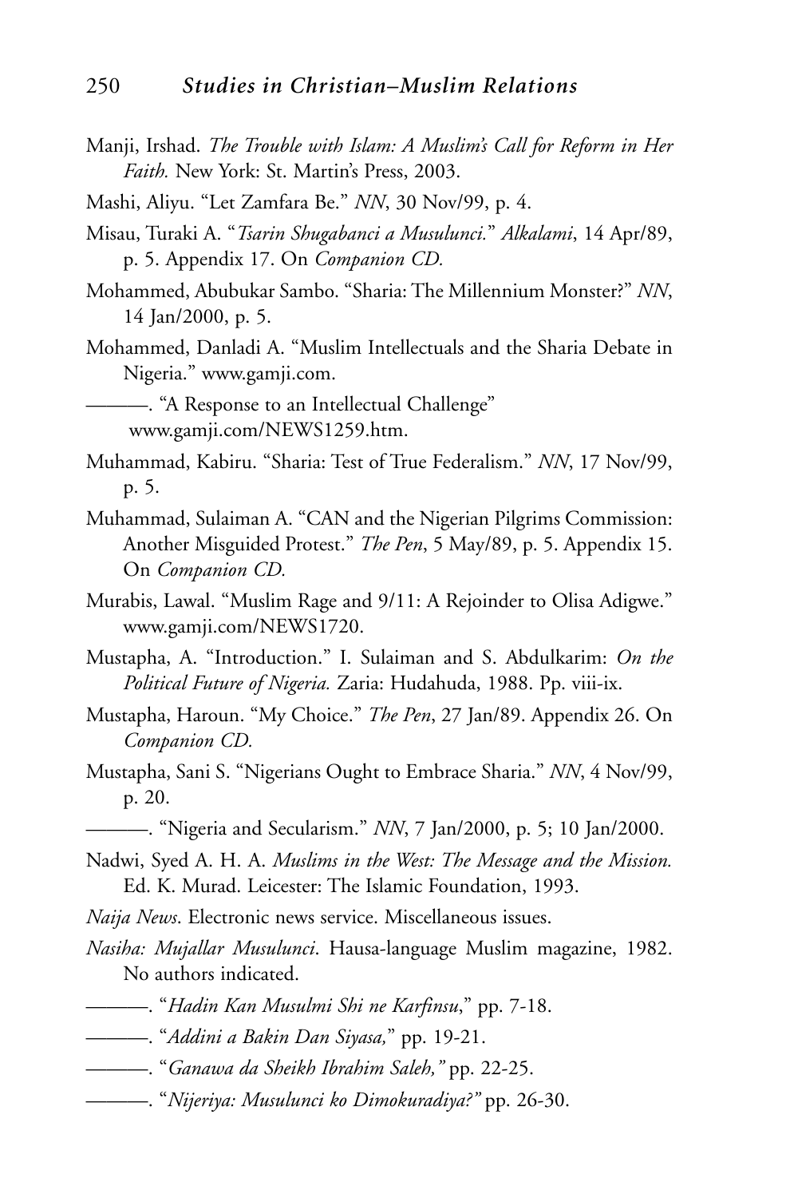Manji, Irshad. *The Trouble with Islam: A Muslim's Call for Reform in Her Faith.* New York: St. Martin's Press, 2003.

Mashi, Aliyu. "Let Zamfara Be." *NN*, 30 Nov/99, p. 4.

Misau, Turaki A. "*Tsarin Shugabanci a Musulunci.*" *Alkalami*, 14 Apr/89, p. 5. Appendix 17. On *Companion CD.*

Mohammed, Abubukar Sambo. "Sharia: The Millennium Monster?" *NN*, 14 Jan/2000, p. 5.

Mohammed, Danladi A. "Muslim Intellectuals and the Sharia Debate in Nigeria." www.gamji.com.

———. "A Response to an Intellectual Challenge" www.gamji.com/NEWS1259.htm.

Muhammad, Kabiru. "Sharia: Test of True Federalism." *NN*, 17 Nov/99, p. 5.

Muhammad, Sulaiman A. "CAN and the Nigerian Pilgrims Commission: Another Misguided Protest." *The Pen*, 5 May/89, p. 5. Appendix 15. On *Companion CD.*

Murabis, Lawal. "Muslim Rage and 9/11: A Rejoinder to Olisa Adigwe." www.gamji.com/NEWS1720.

Mustapha, A. "Introduction." I. Sulaiman and S. Abdulkarim: *On the Political Future of Nigeria.* Zaria: Hudahuda, 1988. Pp. viii-ix.

Mustapha, Haroun. "My Choice." *The Pen*, 27 Jan/89. Appendix 26. On *Companion CD.*

Mustapha, Sani S. "Nigerians Ought to Embrace Sharia." *NN*, 4 Nov/99, p. 20.

———. "Nigeria and Secularism." *NN*, 7 Jan/2000, p. 5; 10 Jan/2000.

Nadwi, Syed A. H. A. *Muslims in the West: The Message and the Mission.* Ed. K. Murad. Leicester: The Islamic Foundation, 1993.

*Naija News*. Electronic news service. Miscellaneous issues.

*Nasiha: Mujallar Musulunci*. Hausa-language Muslim magazine, 1982. No authors indicated.

———. "*Hadin Kan Musulmi Shi ne Karfinsu*," pp. 7-18.

———. "*Addini a Bakin Dan Siyasa,*" pp. 19-21.

———. "*Ganawa da Sheikh Ibrahim Saleh,"* pp. 22-25.

———. "*Nijeriya: Musulunci ko Dimokuradiya?"* pp. 26-30.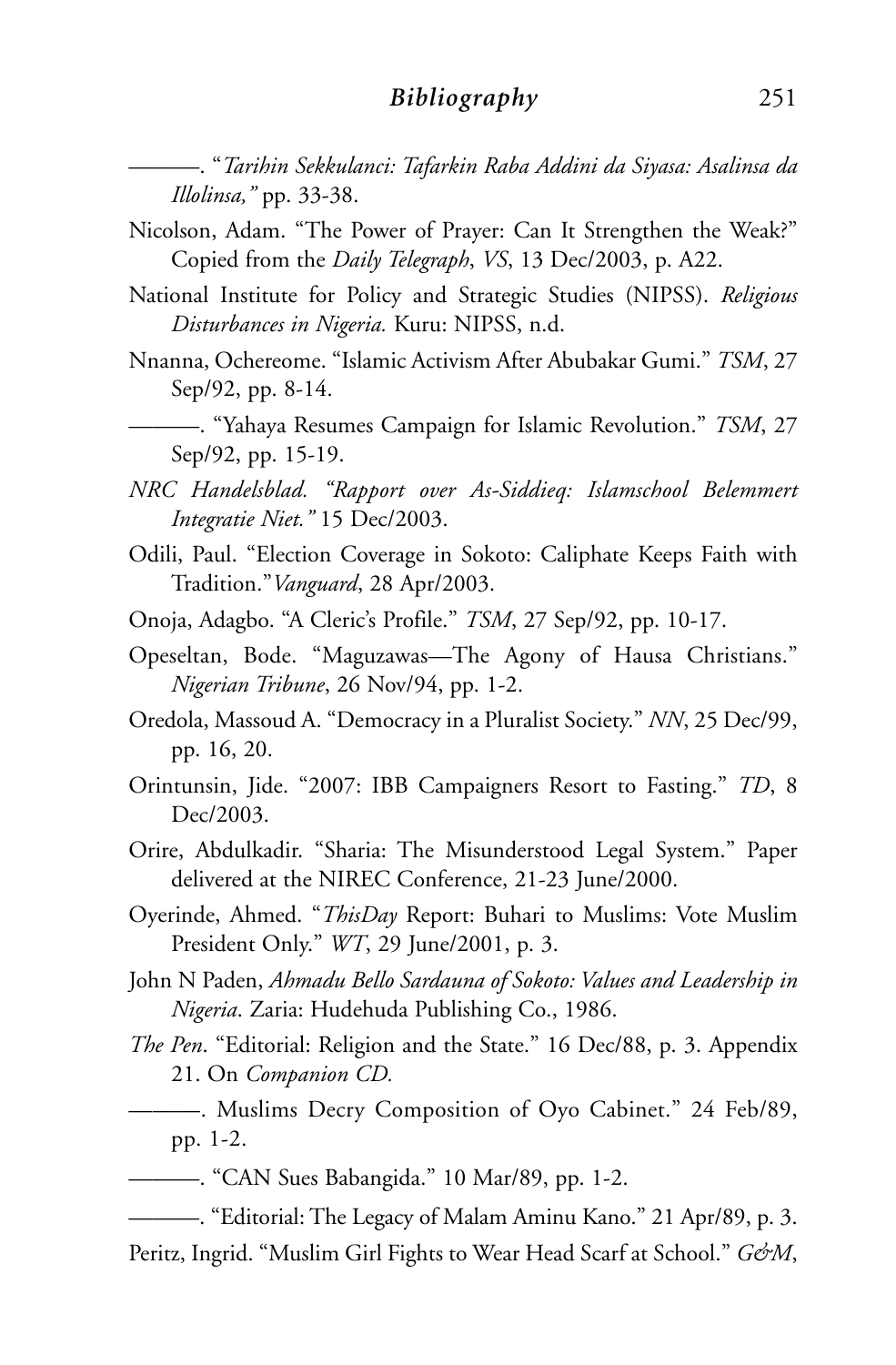———. "*Tarihin Sekkulanci: Tafarkin Raba Addini da Siyasa: Asalinsa da Illolinsa,"* pp. 33-38.

Nicolson, Adam. "The Power of Prayer: Can It Strengthen the Weak?" Copied from the *Daily Telegraph*, *VS*, 13 Dec/2003, p. A22.

National Institute for Policy and Strategic Studies (NIPSS). *Religious Disturbances in Nigeria.* Kuru: NIPSS, n.d.

Nnanna, Ochereome. "Islamic Activism After Abubakar Gumi." *TSM*, 27 Sep/92, pp. 8-14.

———. "Yahaya Resumes Campaign for Islamic Revolution." *TSM*, 27 Sep/92, pp. 15-19.

*NRC Handelsblad. "Rapport over As-Siddieq: Islamschool Belemmert Integratie Niet."* 15 Dec/2003.

Odili, Paul. "Election Coverage in Sokoto: Caliphate Keeps Faith with Tradition."*Vanguard*, 28 Apr/2003.

Onoja, Adagbo. "A Cleric's Profile." *TSM*, 27 Sep/92, pp. 10-17.

Opeseltan, Bode. "Maguzawas—The Agony of Hausa Christians." *Nigerian Tribune*, 26 Nov/94, pp. 1-2.

Oredola, Massoud A. "Democracy in a Pluralist Society." *NN*, 25 Dec/99, pp. 16, 20.

Orintunsin, Jide. "2007: IBB Campaigners Resort to Fasting." *TD*, 8 Dec/2003.

Orire, Abdulkadir. "Sharia: The Misunderstood Legal System." Paper delivered at the NIREC Conference, 21-23 June/2000.

Oyerinde, Ahmed. "*ThisDay* Report: Buhari to Muslims: Vote Muslim President Only." *WT*, 29 June/2001, p. 3.

John N Paden, *Ahmadu Bello Sardauna of Sokoto: Values and Leadership in Nigeria*. Zaria: Hudehuda Publishing Co., 1986.

*The Pen*. "Editorial: Religion and the State." 16 Dec/88, p. 3. Appendix 21. On *Companion CD.*

———. Muslims Decry Composition of Oyo Cabinet." 24 Feb/89, pp. 1-2.

———. "CAN Sues Babangida." 10 Mar/89, pp. 1-2.

———. "Editorial: The Legacy of Malam Aminu Kano." 21 Apr/89, p. 3.

Peritz, Ingrid. "Muslim Girl Fights to Wear Head Scarf at School." *G&M*,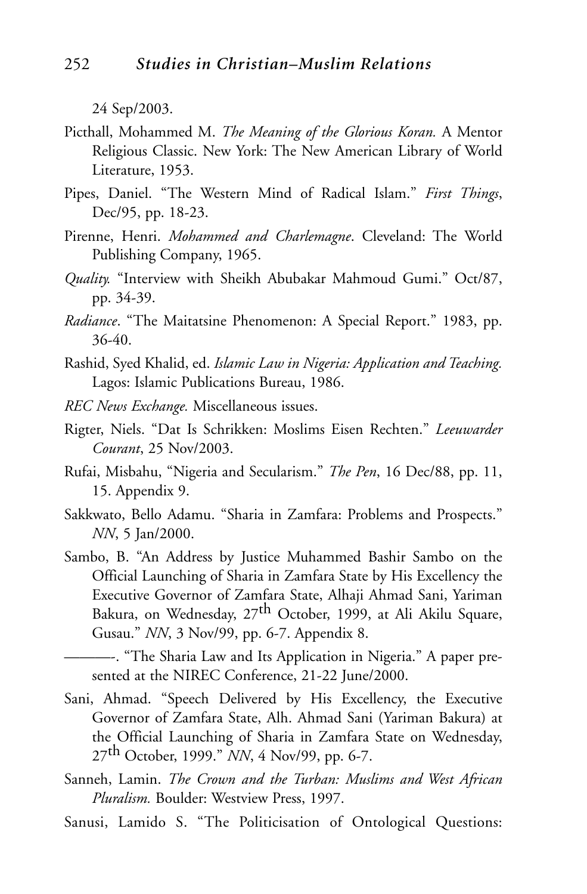24 Sep/2003.

Picthall, Mohammed M. *The Meaning of the Glorious Koran.* A Mentor Religious Classic. New York: The New American Library of World Literature, 1953.

Pipes, Daniel. "The Western Mind of Radical Islam." *First Things*, Dec/95, pp. 18-23.

Pirenne, Henri. *Mohammed and Charlemagne*. Cleveland: The World Publishing Company, 1965.

*Quality.* "Interview with Sheikh Abubakar Mahmoud Gumi." Oct/87, pp. 34-39.

*Radiance*. "The Maitatsine Phenomenon: A Special Report." 1983, pp. 36-40.

Rashid, Syed Khalid, ed. *Islamic Law in Nigeria: Application and Teaching.* Lagos: Islamic Publications Bureau, 1986.

*REC News Exchange.* Miscellaneous issues.

Rigter, Niels. "Dat Is Schrikken: Moslims Eisen Rechten." *Leeuwarder Courant*, 25 Nov/2003.

Rufai, Misbahu, "Nigeria and Secularism." *The Pen*, 16 Dec/88, pp. 11, 15. Appendix 9.

Sakkwato, Bello Adamu. "Sharia in Zamfara: Problems and Prospects." *NN*, 5 Jan/2000.

Sambo, B. "An Address by Justice Muhammed Bashir Sambo on the Official Launching of Sharia in Zamfara State by His Excellency the Executive Governor of Zamfara State, Alhaji Ahmad Sani, Yariman Bakura, on Wednesday, 27th October, 1999, at Ali Akilu Square, Gusau." *NN*, 3 Nov/99, pp. 6-7. Appendix 8.

———. "The Sharia Law and Its Application in Nigeria." A paper presented at the NIREC Conference, 21-22 June/2000.

Sani, Ahmad. "Speech Delivered by His Excellency, the Executive Governor of Zamfara State, Alh. Ahmad Sani (Yariman Bakura) at the Official Launching of Sharia in Zamfara State on Wednesday, 27th October, 1999." *NN*, 4 Nov/99, pp. 6-7.

Sanneh, Lamin. *The Crown and the Turban: Muslims and West African Pluralism.* Boulder: Westview Press, 1997.

Sanusi, Lamido S. "The Politicisation of Ontological Questions: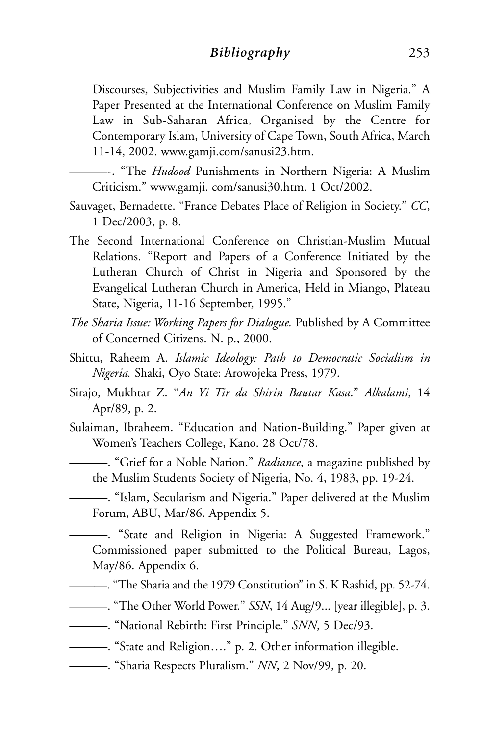Discourses, Subjectivities and Muslim Family Law in Nigeria." A Paper Presented at the International Conference on Muslim Family Law in Sub-Saharan Africa, Organised by the Centre for Contemporary Islam, University of Cape Town, South Africa, March 11-14, 2002. www.gamji.com/sanusi23.htm.

———-. "The *Hudood* Punishments in Northern Nigeria: A Muslim Criticism." www.gamji. com/sanusi30.htm. 1 Oct/2002.

Sauvaget, Bernadette. "France Debates Place of Religion in Society." *CC*, 1 Dec/2003, p. 8.

The Second International Conference on Christian-Muslim Mutual Relations. "Report and Papers of a Conference Initiated by the Lutheran Church of Christ in Nigeria and Sponsored by the Evangelical Lutheran Church in America, Held in Miango, Plateau State, Nigeria, 11-16 September, 1995."

*The Sharia Issue: Working Papers for Dialogue.* Published by A Committee of Concerned Citizens. N. p., 2000.

Shittu, Raheem A. *Islamic Ideology: Path to Democratic Socialism in Nigeria.* Shaki, Oyo State: Arowojeka Press, 1979.

Sirajo, Mukhtar Z. "*An Yi Tir da Shirin Bautar Kasa*." *Alkalami*, 14 Apr/89, p. 2.

Sulaiman, Ibraheem. "Education and Nation-Building." Paper given at Women's Teachers College, Kano. 28 Oct/78.

———. "Grief for a Noble Nation." *Radiance*, a magazine published by the Muslim Students Society of Nigeria, No. 4, 1983, pp. 19-24.

———. "Islam, Secularism and Nigeria." Paper delivered at the Muslim Forum, ABU, Mar/86. Appendix 5.

———. "State and Religion in Nigeria: A Suggested Framework." Commissioned paper submitted to the Political Bureau, Lagos, May/86. Appendix 6.

———. "The Sharia and the 1979 Constitution" in S. K Rashid, pp. 52-74.

———. "The Other World Power." *SSN*, 14 Aug/9... [year illegible], p. 3.

———. "National Rebirth: First Principle." *SNN*, 5 Dec/93.

———. "State and Religion…." p. 2. Other information illegible.

———. "Sharia Respects Pluralism." *NN*, 2 Nov/99, p. 20.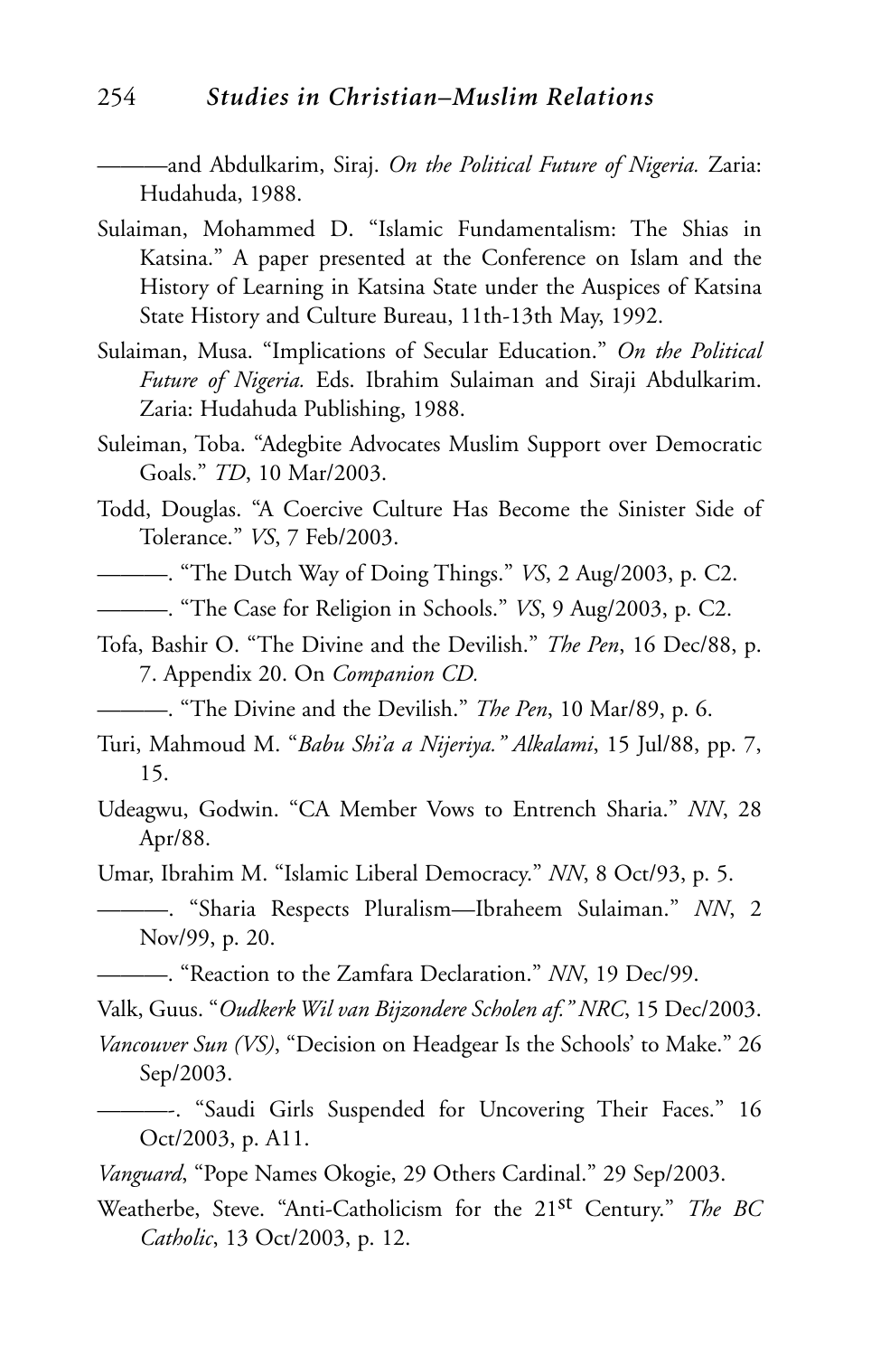———and Abdulkarim, Siraj. *On the Political Future of Nigeria.* Zaria: Hudahuda, 1988.

Sulaiman, Mohammed D. "Islamic Fundamentalism: The Shias in Katsina." A paper presented at the Conference on Islam and the History of Learning in Katsina State under the Auspices of Katsina State History and Culture Bureau, 11th-13th May, 1992.

Sulaiman, Musa. "Implications of Secular Education." *On the Political Future of Nigeria.* Eds. Ibrahim Sulaiman and Siraji Abdulkarim. Zaria: Hudahuda Publishing, 1988.

Suleiman, Toba. "Adegbite Advocates Muslim Support over Democratic Goals." *TD*, 10 Mar/2003.

Todd, Douglas. "A Coercive Culture Has Become the Sinister Side of Tolerance." *VS*, 7 Feb/2003.

———. "The Dutch Way of Doing Things." *VS*, 2 Aug/2003, p. C2.

———. "The Case for Religion in Schools." *VS*, 9 Aug/2003, p. C2.

Tofa, Bashir O. "The Divine and the Devilish." *The Pen*, 16 Dec/88, p. 7. Appendix 20. On *Companion CD.*

———. "The Divine and the Devilish." *The Pen*, 10 Mar/89, p. 6.

Turi, Mahmoud M. "*Babu Shi'a a Nijeriya." Alkalami*, 15 Jul/88, pp. 7, 15.

Udeagwu, Godwin. "CA Member Vows to Entrench Sharia." *NN*, 28 Apr/88.

Umar, Ibrahim M. "Islamic Liberal Democracy." *NN*, 8 Oct/93, p. 5.

———. "Sharia Respects Pluralism—Ibraheem Sulaiman." *NN*, 2 Nov/99, p. 20.

———. "Reaction to the Zamfara Declaration." *NN*, 19 Dec/99.

Valk, Guus. "*Oudkerk Wil van Bijzondere Scholen af." NRC*, 15 Dec/2003.

*Vancouver Sun (VS)*, "Decision on Headgear Is the Schools' to Make." 26 Sep/2003.

———-. "Saudi Girls Suspended for Uncovering Their Faces." 16 Oct/2003, p. A11.

*Vanguard*, "Pope Names Okogie, 29 Others Cardinal." 29 Sep/2003.

Weatherbe, Steve. "Anti-Catholicism for the 21st Century." *The BC Catholic*, 13 Oct/2003, p. 12.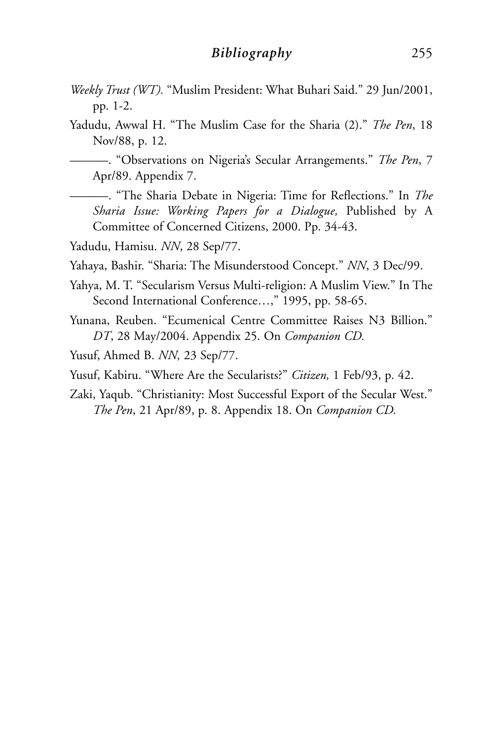*Weekly Trust (WT).* "Muslim President: What Buhari Said." 29 Jun/2001, pp. 1-2.

Yadudu, Awwal H. "The Muslim Case for the Sharia (2)." *The Pen*, 18 Nov/88, p. 12.

———. "Observations on Nigeria's Secular Arrangements." *The Pen*, 7 Apr/89. Appendix 7.

———. "The Sharia Debate in Nigeria: Time for Reflections." In *The Sharia Issue: Working Papers for a Dialogue,* Published by A Committee of Concerned Citizens, 2000. Pp. 34-43.

Yadudu, Hamisu. *NN*, 28 Sep/77.

Yahaya, Bashir. "Sharia: The Misunderstood Concept." *NN*, 3 Dec/99.

Yahya, M. T. "Secularism Versus Multi-religion: A Muslim View." In The Second International Conference…," 1995, pp. 58-65.

Yunana, Reuben. "Ecumenical Centre Committee Raises N3 Billion." *DT*, 28 May/2004. Appendix 25. On *Companion CD.*

Yusuf, Ahmed B. *NN,* 23 Sep/77.

Yusuf, Kabiru. "Where Are the Secularists?" *Citizen,* 1 Feb/93, p. 42.

Zaki, Yaqub. "Christianity: Most Successful Export of the Secular West." *The Pen*, 21 Apr/89, p. 8. Appendix 18. On *Companion CD.*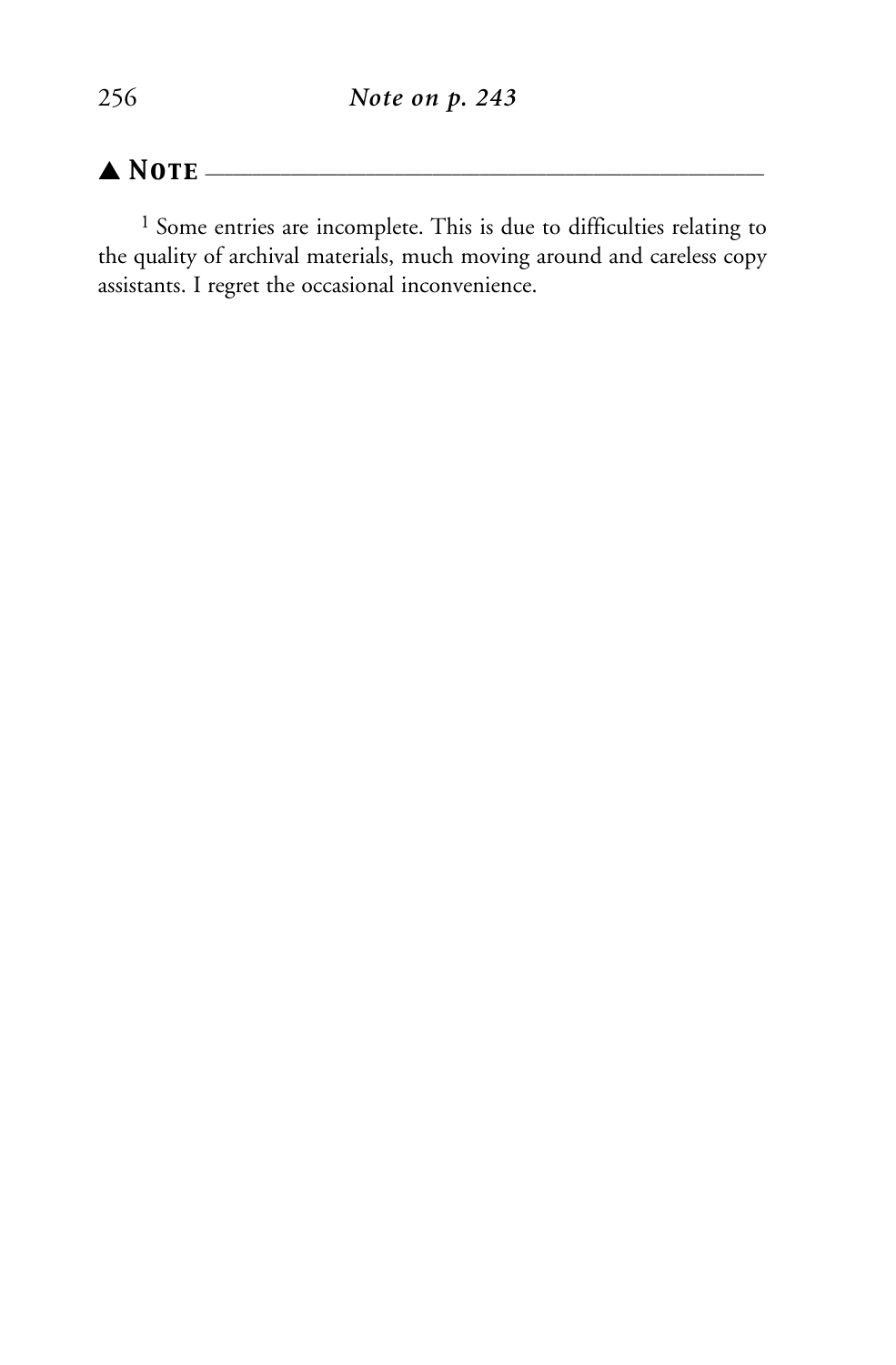## ▲ NOTE

[1] Some entries are incomplete. This is due to difficulties relating to the quality of archival materials, much moving around and careless copy assistants. I regret the occasional inconvenience.